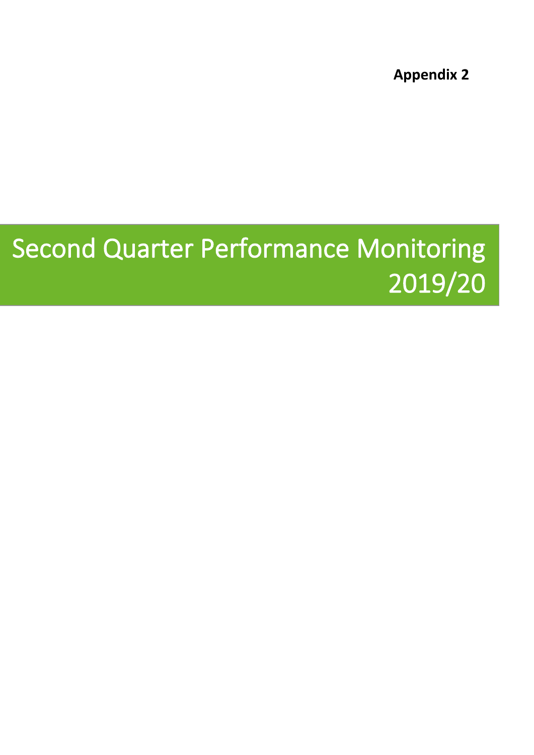**Appendix 2**

# Second Quarter Performance Monitoring 2019/20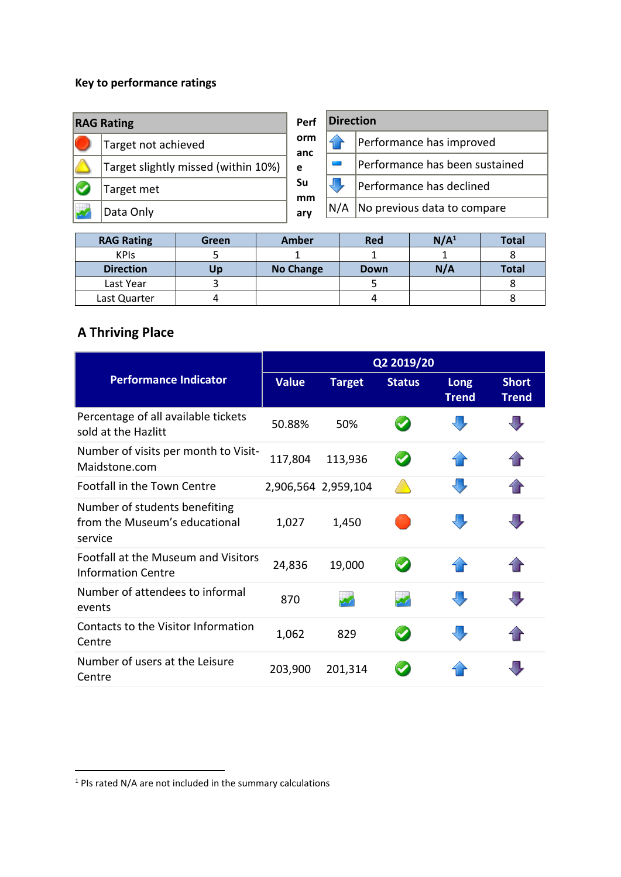**Key to performance ratings**

| RAG Rating | |
|---|---|
| 🔴 | Target not achieved |
| ⚠️ | Target slightly missed (within 10%) |
| ✅ | Target met |
| 📈 | Data Only |

**Performance Summary**

| Direction | |
|---|---|
| ⬆ | Performance has improved |
| ▬ | Performance has been sustained |
| ⬇ | Performance has declined |
| N/A | No previous data to compare |

| RAG Rating | Green | Amber | Red | N/A[1] | Total |
|---|---|---|---|---|---|
| KPIs | 5 | 1 | 1 | 1 | 8 |
| **Direction** | **Up** | **No Change** | **Down** | **N/A** | **Total** |
| Last Year | 3 | | 5 | | 8 |
| Last Quarter | 4 | | 4 | | 8 |

## A Thriving Place

| Performance Indicator | Q2 2019/20 | | | | |
|---|---|---|---|---|---|
| | Value | Target | Status | Long Trend | Short Trend |
| Percentage of all available tickets sold at the Hazlitt | 50.88% | 50% | ✅ | ⬇ | ⬇ |
| Number of visits per month to Visit-Maidstone.com | 117,804 | 113,936 | ✅ | ⬆ | ⬆ |
| Footfall in the Town Centre | 2,906,564 | 2,959,104 | ⚠️ | ⬇ | ⬆ |
| Number of students benefiting from the Museum's educational service | 1,027 | 1,450 | 🔴 | ⬇ | ⬇ |
| Footfall at the Museum and Visitors Information Centre | 24,836 | 19,000 | ✅ | ⬆ | ⬆ |
| Number of attendees to informal events | 870 | 📈 | 📈 | ⬇ | ⬇ |
| Contacts to the Visitor Information Centre | 1,062 | 829 | ✅ | ⬇ | ⬆ |
| Number of users at the Leisure Centre | 203,900 | 201,314 | ✅ | ⬆ | ⬇ |

[1] PIs rated N/A are not included in the summary calculations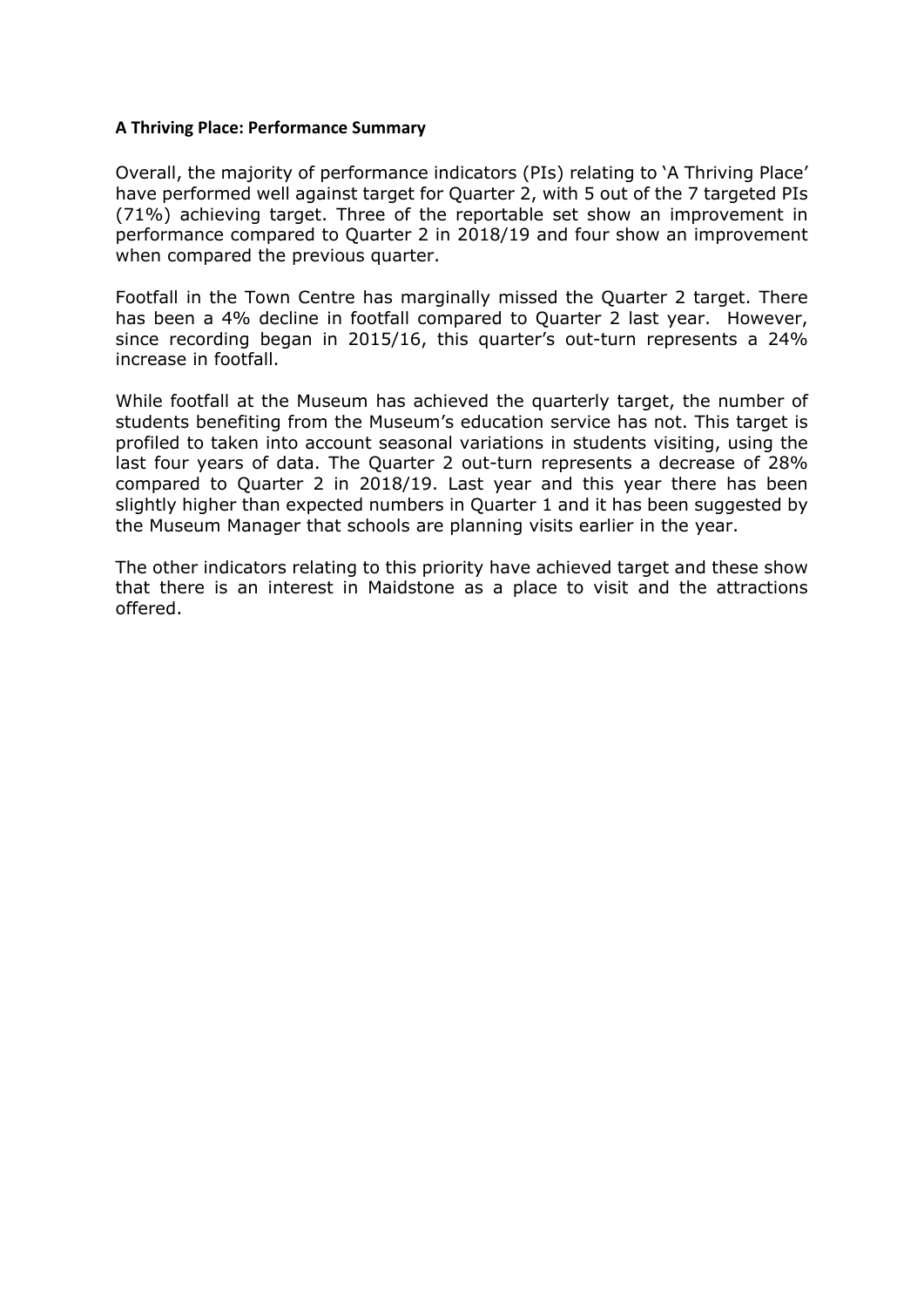**A Thriving Place: Performance Summary**

Overall, the majority of performance indicators (PIs) relating to 'A Thriving Place' have performed well against target for Quarter 2, with 5 out of the 7 targeted PIs (71%) achieving target. Three of the reportable set show an improvement in performance compared to Quarter 2 in 2018/19 and four show an improvement when compared the previous quarter.

Footfall in the Town Centre has marginally missed the Quarter 2 target. There has been a 4% decline in footfall compared to Quarter 2 last year. However, since recording began in 2015/16, this quarter's out-turn represents a 24% increase in footfall.

While footfall at the Museum has achieved the quarterly target, the number of students benefiting from the Museum's education service has not. This target is profiled to taken into account seasonal variations in students visiting, using the last four years of data. The Quarter 2 out-turn represents a decrease of 28% compared to Quarter 2 in 2018/19. Last year and this year there has been slightly higher than expected numbers in Quarter 1 and it has been suggested by the Museum Manager that schools are planning visits earlier in the year.

The other indicators relating to this priority have achieved target and these show that there is an interest in Maidstone as a place to visit and the attractions offered.